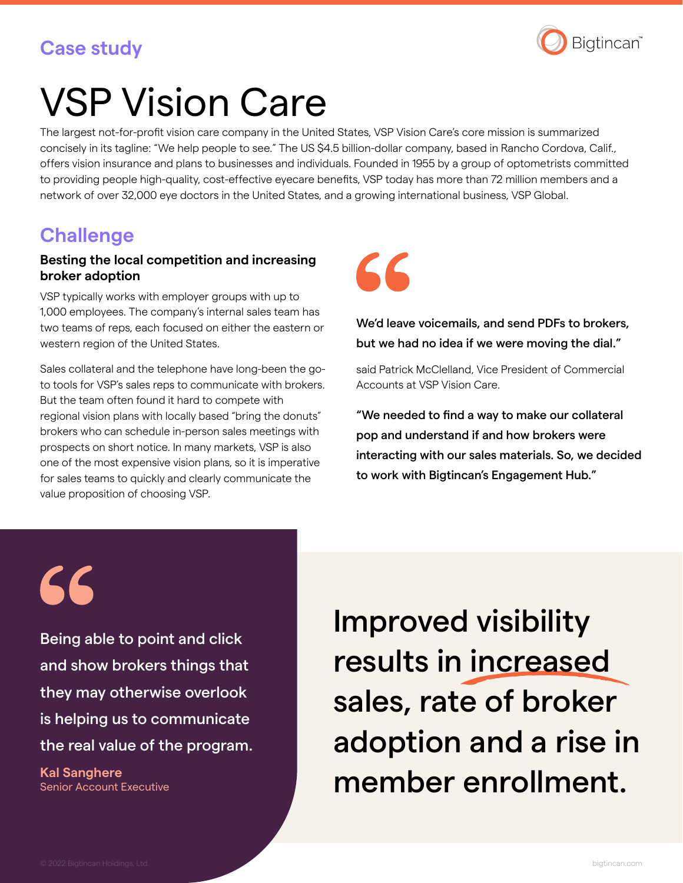Case study

# VSP Vision Care

The largest not-for-profit vision care company in the United States, VSP Vision Care's core mission is summarized concisely in its tagline: "We help people to see." The US $4.5 billion-dollar company, based in Rancho Cordova, Calif., offers vision insurance and plans to businesses and individuals. Founded in 1955 by a group of optometrists committed to providing people high-quality, cost-effective eyecare benefits, VSP today has more than 72 million members and a network of over 32,000 eye doctors in the United States, and a growing international business, VSP Global.

## Challenge

### Besting the local competition and increasing broker adoption

VSP typically works with employer groups with up to 1,000 employees. The company's internal sales team has two teams of reps, each focused on either the eastern or western region of the United States.

Sales collateral and the telephone have long-been the go-to tools for VSP's sales reps to communicate with brokers. But the team often found it hard to compete with regional vision plans with locally based "bring the donuts" brokers who can schedule in-person sales meetings with prospects on short notice. In many markets, VSP is also one of the most expensive vision plans, so it is imperative for sales teams to quickly and clearly communicate the value proposition of choosing VSP.

> **We'd leave voicemails, and send PDFs to brokers, but we had no idea if we were moving the dial."**

said Patrick McClelland, Vice President of Commercial Accounts at VSP Vision Care.

**"We needed to find a way to make our collateral pop and understand if and how brokers were interacting with our sales materials. So, we decided to work with Bigtincan's Engagement Hub."**

> Being able to point and click and show brokers things that they may otherwise overlook is helping us to communicate the real value of the program.
>
> **Kal Sanghere**
> Senior Account Executive

## Improved visibility results in increased sales, rate of broker adoption and a rise in member enrollment.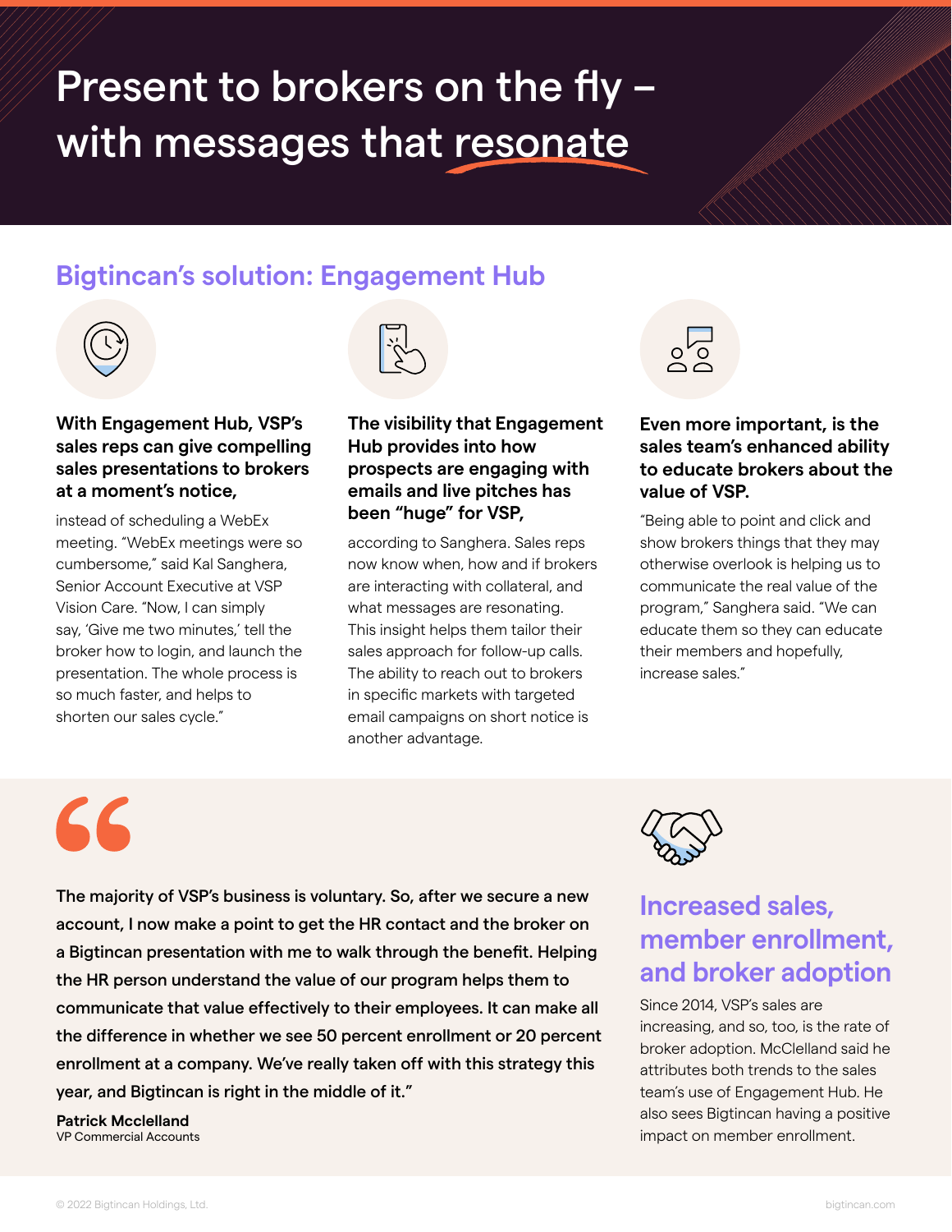# Present to brokers on the fly – with messages that resonate

## Bigtincan's solution: Engagement Hub

**With Engagement Hub, VSP's sales reps can give compelling sales presentations to brokers at a moment's notice,**

instead of scheduling a WebEx meeting. "WebEx meetings were so cumbersome," said Kal Sanghera, Senior Account Executive at VSP Vision Care. "Now, I can simply say, 'Give me two minutes,' tell the broker how to login, and launch the presentation. The whole process is so much faster, and helps to shorten our sales cycle."

**The visibility that Engagement Hub provides into how prospects are engaging with emails and live pitches has been "huge" for VSP,**

according to Sanghera. Sales reps now know when, how and if brokers are interacting with collateral, and what messages are resonating. This insight helps them tailor their sales approach for follow-up calls. The ability to reach out to brokers in specific markets with targeted email campaigns on short notice is another advantage.

**Even more important, is the sales team's enhanced ability to educate brokers about the value of VSP.**

"Being able to point and click and show brokers things that they may otherwise overlook is helping us to communicate the real value of the program," Sanghera said. "We can educate them so they can educate their members and hopefully, increase sales."

> **"The majority of VSP's business is voluntary. So, after we secure a new account, I now make a point to get the HR contact and the broker on a Bigtincan presentation with me to walk through the benefit. Helping the HR person understand the value of our program helps them to communicate that value effectively to their employees. It can make all the difference in whether we see 50 percent enrollment or 20 percent enrollment at a company. We've really taken off with this strategy this year, and Bigtincan is right in the middle of it."**
>
> **Patrick Mcclelland**
> VP Commercial Accounts

## Increased sales, member enrollment, and broker adoption

Since 2014, VSP's sales are increasing, and so, too, is the rate of broker adoption. McClelland said he attributes both trends to the sales team's use of Engagement Hub. He also sees Bigtincan having a positive impact on member enrollment.

© 2022 Bigtincan Holdings, Ltd. bigtincan.com